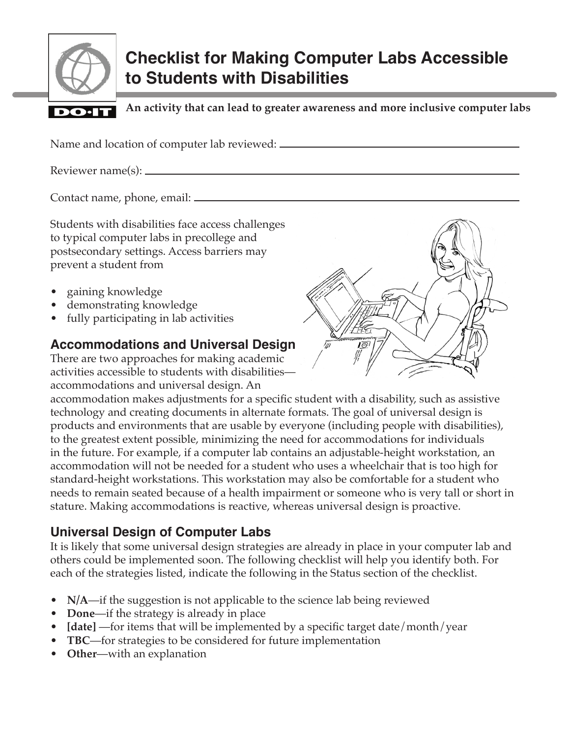# Checklist for Making Computer Labs Accessible to Students with Disabilities

**An activity that can lead to greater awareness and more inclusive computer labs**

Name and location of computer lab reviewed: ______________________________

Reviewer name(s): ______________________________

Contact name, phone, email: ______________________________

Students with disabilities face access challenges to typical computer labs in precollege and postsecondary settings. Access barriers may prevent a student from

- gaining knowledge
- demonstrating knowledge
- fully participating in lab activities

## Accommodations and Universal Design

There are two approaches for making academic activities accessible to students with disabilities—accommodations and universal design. An accommodation makes adjustments for a specific student with a disability, such as assistive technology and creating documents in alternate formats. The goal of universal design is products and environments that are usable by everyone (including people with disabilities), to the greatest extent possible, minimizing the need for accommodations for individuals in the future. For example, if a computer lab contains an adjustable-height workstation, an accommodation will not be needed for a student who uses a wheelchair that is too high for standard-height workstations. This workstation may also be comfortable for a student who needs to remain seated because of a health impairment or someone who is very tall or short in stature. Making accommodations is reactive, whereas universal design is proactive.

## Universal Design of Computer Labs

It is likely that some universal design strategies are already in place in your computer lab and others could be implemented soon. The following checklist will help you identify both. For each of the strategies listed, indicate the following in the Status section of the checklist.

- **N/A**—if the suggestion is not applicable to the science lab being reviewed
- **Done**—if the strategy is already in place
- **[date]** —for items that will be implemented by a specific target date/month/year
- **TBC**—for strategies to be considered for future implementation
- **Other**—with an explanation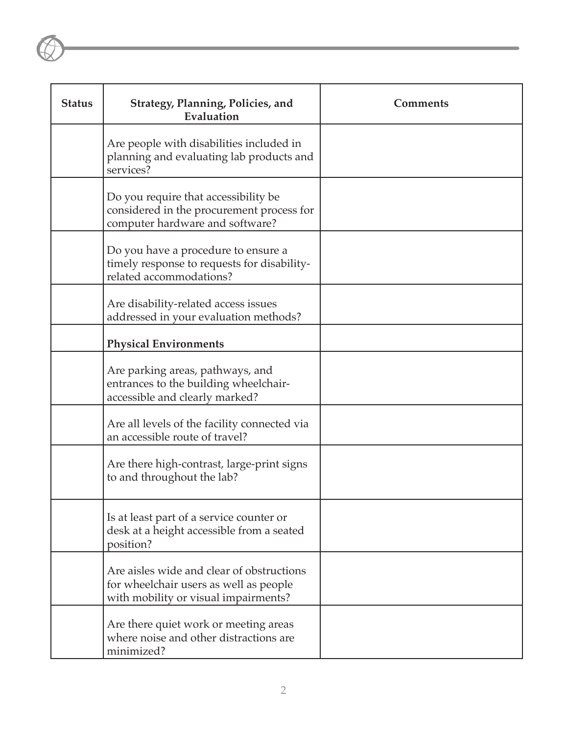| Status | Strategy, Planning, Policies, and Evaluation | Comments |
|---|---|---|
| | Are people with disabilities included in planning and evaluating lab products and services? | |
| | Do you require that accessibility be considered in the procurement process for computer hardware and software? | |
| | Do you have a procedure to ensure a timely response to requests for disability-related accommodations? | |
| | Are disability-related access issues addressed in your evaluation methods? | |
| | **Physical Environments** | |
| | Are parking areas, pathways, and entrances to the building wheelchair-accessible and clearly marked? | |
| | Are all levels of the facility connected via an accessible route of travel? | |
| | Are there high-contrast, large-print signs to and throughout the lab? | |
| | Is at least part of a service counter or desk at a height accessible from a seated position? | |
| | Are aisles wide and clear of obstructions for wheelchair users as well as people with mobility or visual impairments? | |
| | Are there quiet work or meeting areas where noise and other distractions are minimized? | |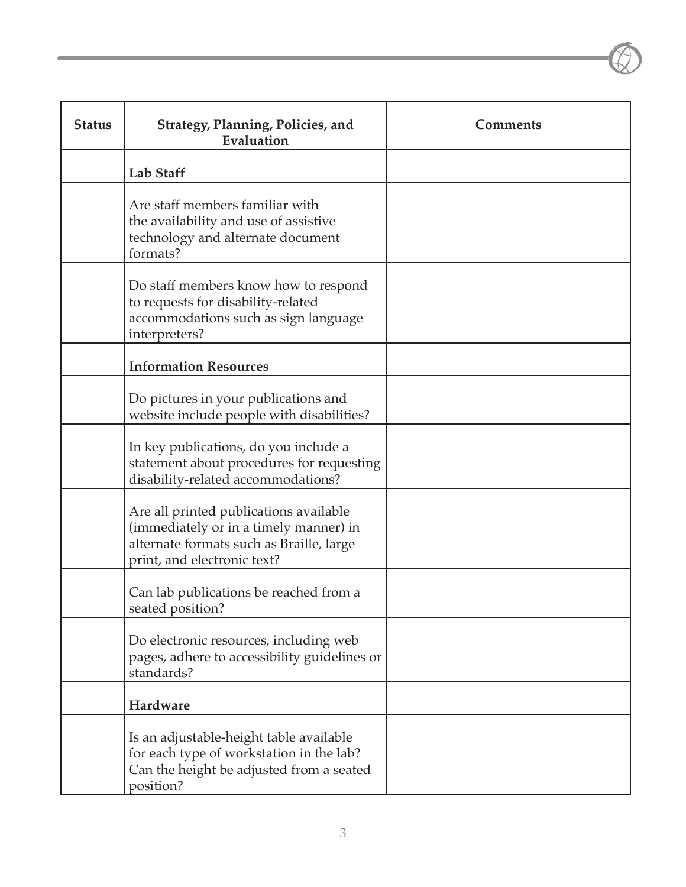| Status | Strategy, Planning, Policies, and Evaluation | Comments |
|---|---|---|
| | **Lab Staff** | |
| | Are staff members familiar with the availability and use of assistive technology and alternate document formats? | |
| | Do staff members know how to respond to requests for disability-related accommodations such as sign language interpreters? | |
| | **Information Resources** | |
| | Do pictures in your publications and website include people with disabilities? | |
| | In key publications, do you include a statement about procedures for requesting disability-related accommodations? | |
| | Are all printed publications available (immediately or in a timely manner) in alternate formats such as Braille, large print, and electronic text? | |
| | Can lab publications be reached from a seated position? | |
| | Do electronic resources, including web pages, adhere to accessibility guidelines or standards? | |
| | **Hardware** | |
| | Is an adjustable-height table available for each type of workstation in the lab? Can the height be adjusted from a seated position? | |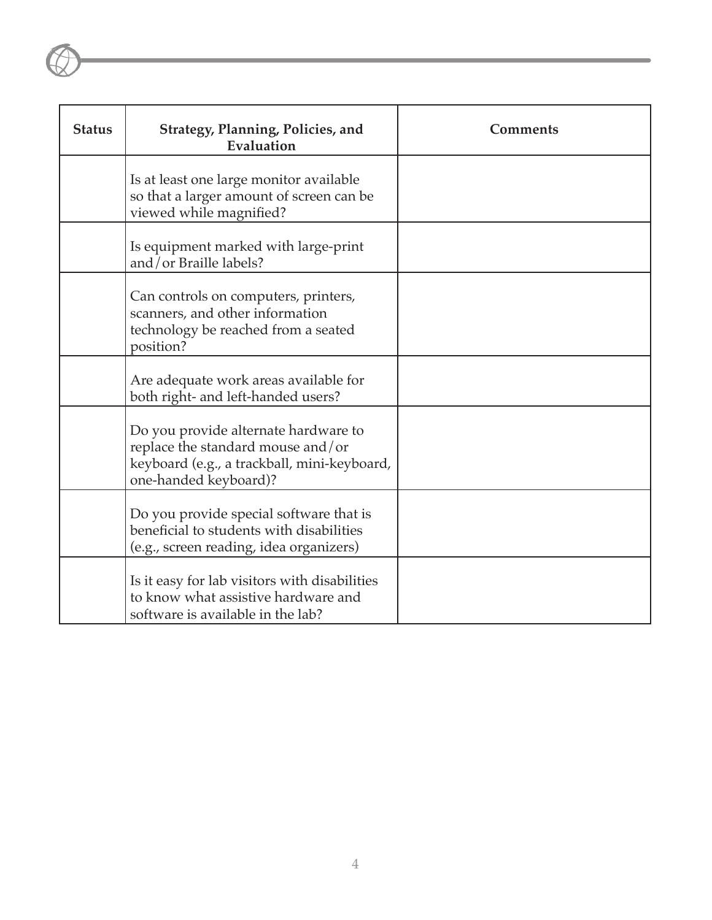| Status | Strategy, Planning, Policies, and Evaluation | Comments |
|---|---|---|
| | Is at least one large monitor available so that a larger amount of screen can be viewed while magnified? | |
| | Is equipment marked with large-print and/or Braille labels? | |
| | Can controls on computers, printers, scanners, and other information technology be reached from a seated position? | |
| | Are adequate work areas available for both right- and left-handed users? | |
| | Do you provide alternate hardware to replace the standard mouse and/or keyboard (e.g., a trackball, mini-keyboard, one-handed keyboard)? | |
| | Do you provide special software that is beneficial to students with disabilities (e.g., screen reading, idea organizers) | |
| | Is it easy for lab visitors with disabilities to know what assistive hardware and software is available in the lab? | |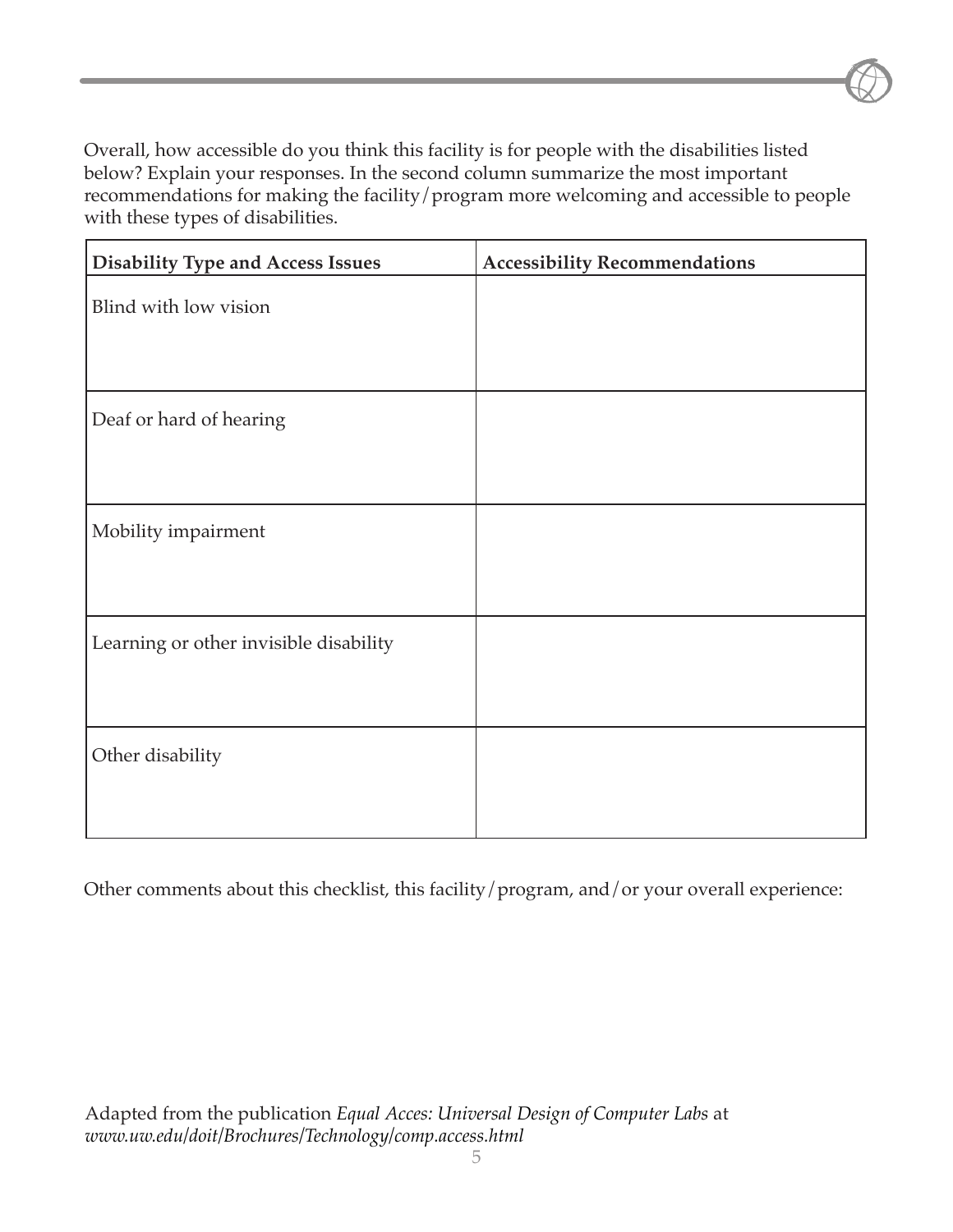Overall, how accessible do you think this facility is for people with the disabilities listed below? Explain your responses. In the second column summarize the most important recommendations for making the facility/program more welcoming and accessible to people with these types of disabilities.

| Disability Type and Access Issues | Accessibility Recommendations |
|---|---|
| Blind with low vision | |
| Deaf or hard of hearing | |
| Mobility impairment | |
| Learning or other invisible disability | |
| Other disability | |

Other comments about this checklist, this facility/program, and/or your overall experience:

Adapted from the publication *Equal Acces: Universal Design of Computer Labs* at *www.uw.edu/doit/Brochures/Technology/comp.access.html*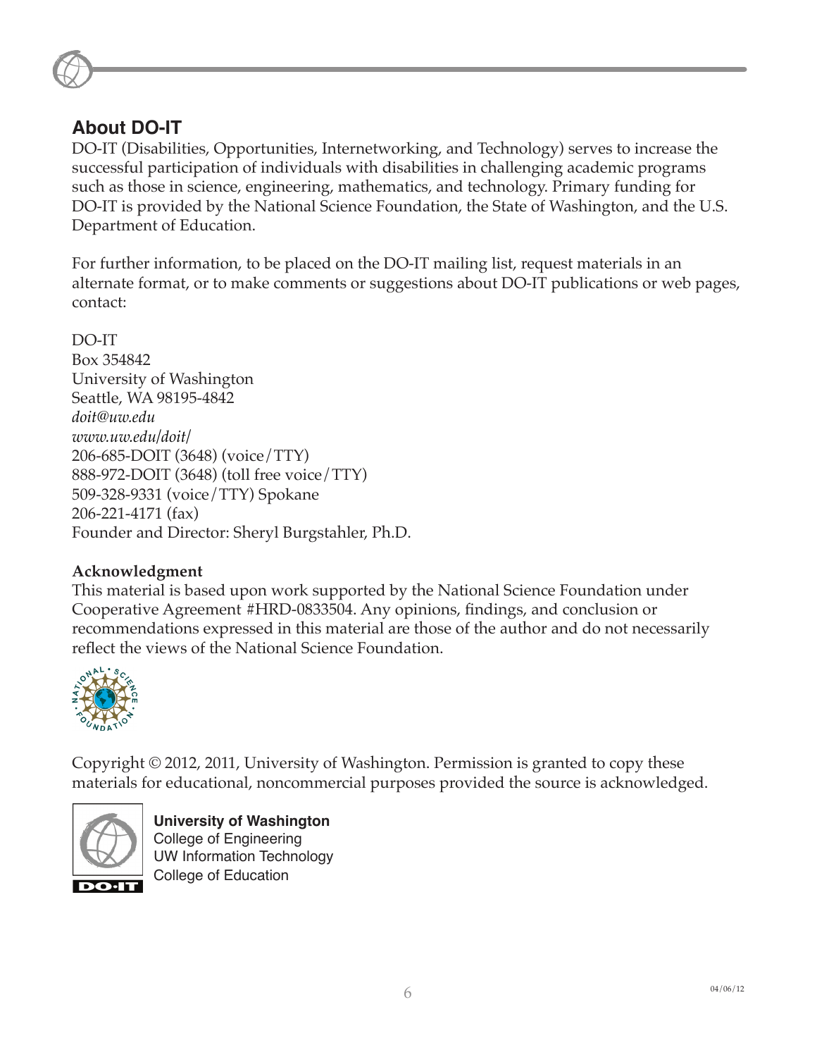## About DO-IT

DO-IT (Disabilities, Opportunities, Internetworking, and Technology) serves to increase the successful participation of individuals with disabilities in challenging academic programs such as those in science, engineering, mathematics, and technology. Primary funding for DO-IT is provided by the National Science Foundation, the State of Washington, and the U.S. Department of Education.

For further information, to be placed on the DO-IT mailing list, request materials in an alternate format, or to make comments or suggestions about DO-IT publications or web pages, contact:

DO-IT
Box 354842
University of Washington
Seattle, WA 98195-4842
*doit@uw.edu*
*www.uw.edu/doit/*
206-685-DOIT (3648) (voice/TTY)
888-972-DOIT (3648) (toll free voice/TTY)
509-328-9331 (voice/TTY) Spokane
206-221-4171 (fax)
Founder and Director: Sheryl Burgstahler, Ph.D.

**Acknowledgment**

This material is based upon work supported by the National Science Foundation under Cooperative Agreement #HRD-0833504. Any opinions, findings, and conclusion or recommendations expressed in this material are those of the author and do not necessarily reflect the views of the National Science Foundation.

Copyright © 2012, 2011, University of Washington. Permission is granted to copy these materials for educational, noncommercial purposes provided the source is acknowledged.

**University of Washington**
College of Engineering
UW Information Technology
College of Education

04/06/12